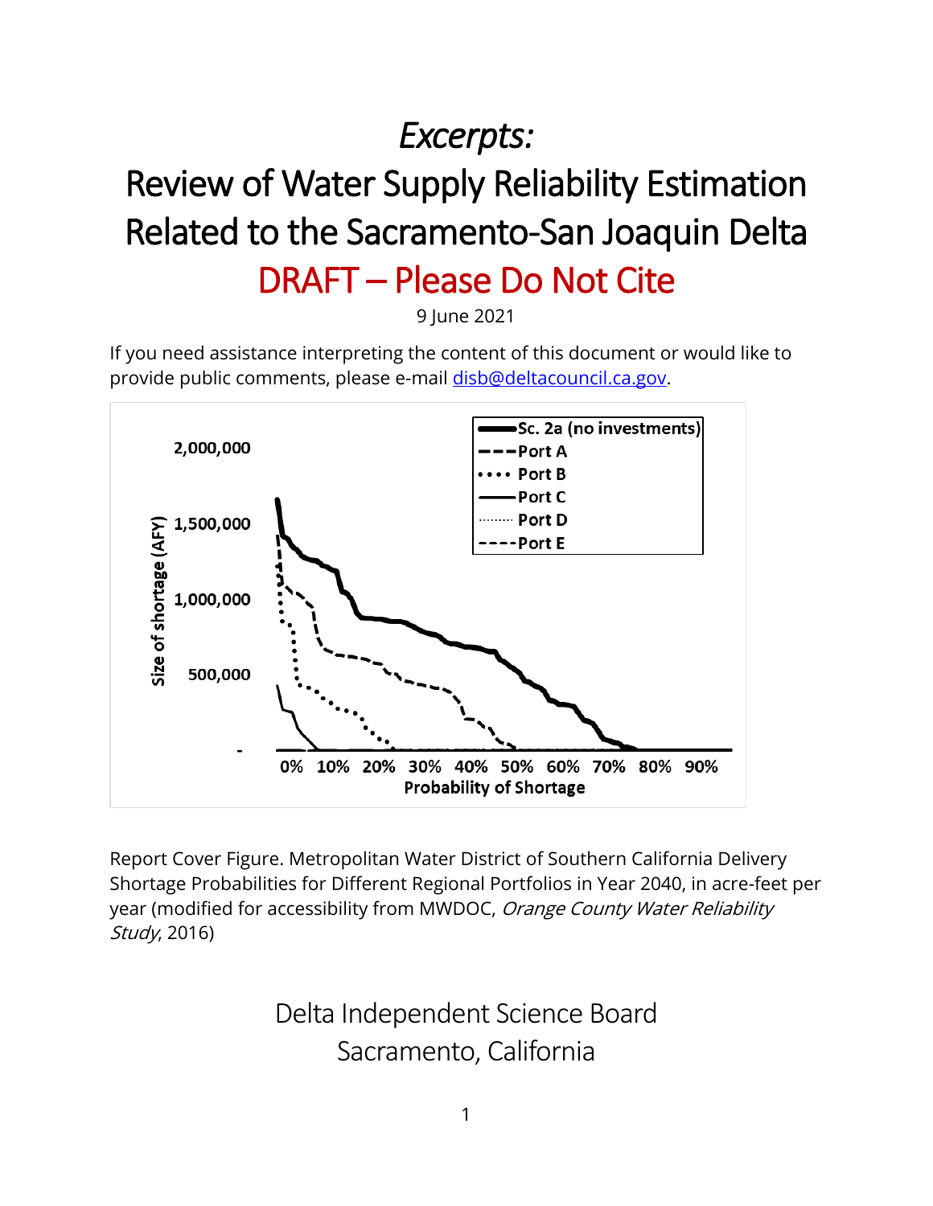# *Excerpts:*

# Review of Water Supply Reliability Estimation Related to the Sacramento-San Joaquin Delta

## DRAFT – Please Do Not Cite

9 June 2021

If you need assistance interpreting the content of this document or would like to provide public comments, please e-mail disb@deltacouncil.ca.gov.

Report Cover Figure. Metropolitan Water District of Southern California Delivery Shortage Probabilities for Different Regional Portfolios in Year 2040, in acre-feet per year (modified for accessibility from MWDOC, *Orange County Water Reliability Study*, 2016)

Delta Independent Science Board
Sacramento, California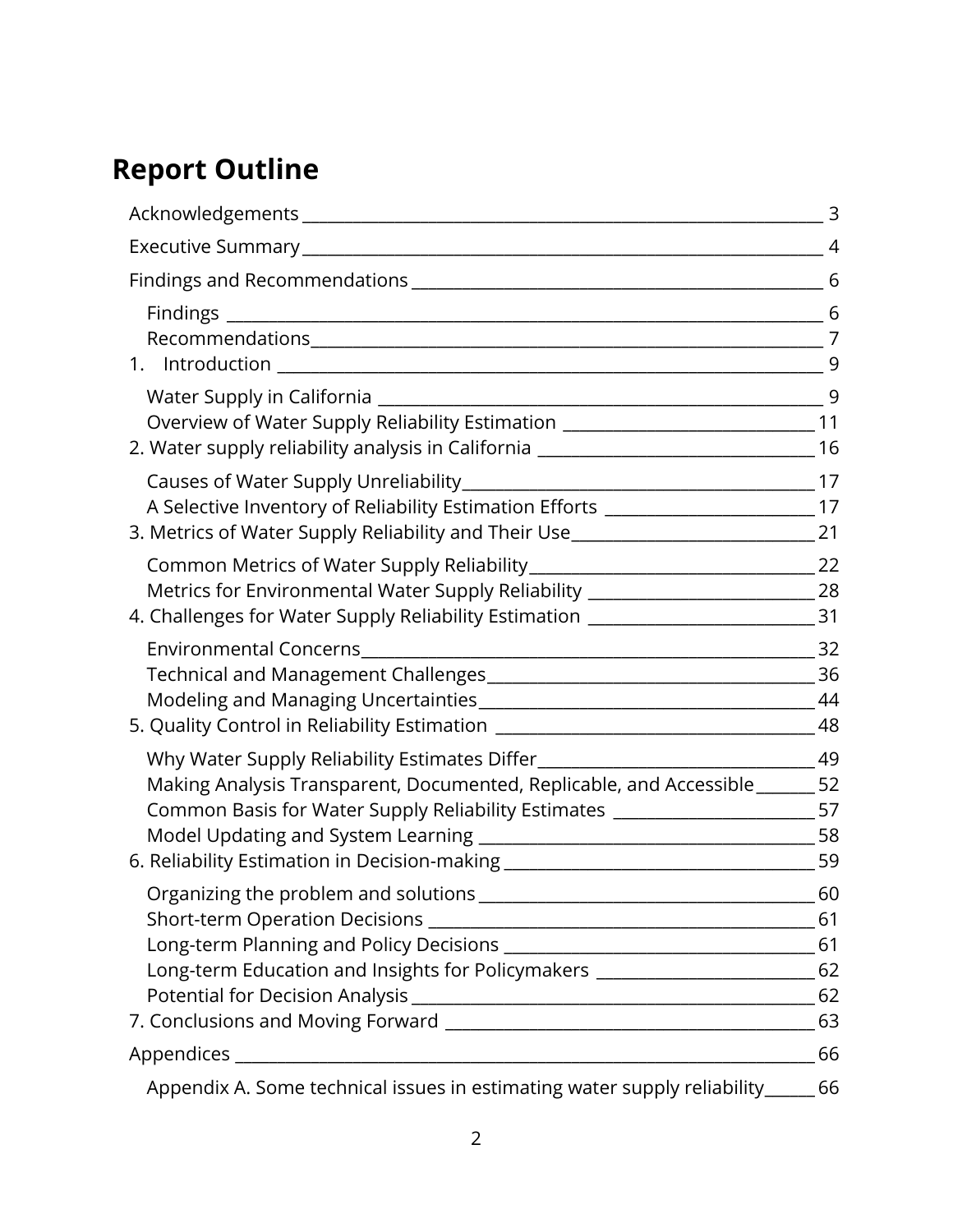# Report Outline

Acknowledgements ____________________________________________ 3

Executive Summary ___________________________________________ 4

Findings and Recommendations _________________________________ 6

- Findings _________________________________________________ 6
- Recommendations __________________________________________ 7

1. Introduction _____________________________________________ 9

- Water Supply in California ___________________________________ 9
- Overview of Water Supply Reliability Estimation ___________________ 11

2. Water supply reliability analysis in California _______________________ 16

- Causes of Water Supply Unreliability ____________________________ 17
- A Selective Inventory of Reliability Estimation Efforts _______________ 17

3. Metrics of Water Supply Reliability and Their Use ____________________ 21

- Common Metrics of Water Supply Reliability ______________________ 22
- Metrics for Environmental Water Supply Reliability __________________ 28

4. Challenges for Water Supply Reliability Estimation ___________________ 31

- Environmental Concerns _____________________________________ 32
- Technical and Management Challenges __________________________ 36
- Modeling and Managing Uncertainties ___________________________ 44

5. Quality Control in Reliability Estimation __________________________ 48

- Why Water Supply Reliability Estimates Differ _____________________ 49
- Making Analysis Transparent, Documented, Replicable, and Accessible ______ 52
- Common Basis for Water Supply Reliability Estimates _______________ 57
- Model Updating and System Learning ___________________________ 58

6. Reliability Estimation in Decision-making __________________________ 59

- Organizing the problem and solutions ___________________________ 60
- Short-term Operation Decisions ________________________________ 61
- Long-term Planning and Policy Decisions _________________________ 61
- Long-term Education and Insights for Policymakers ________________ 62
- Potential for Decision Analysis _________________________________ 62

7. Conclusions and Moving Forward _______________________________ 63

Appendices ___________________________________________________ 66

- Appendix A. Some technical issues in estimating water supply reliability ______ 66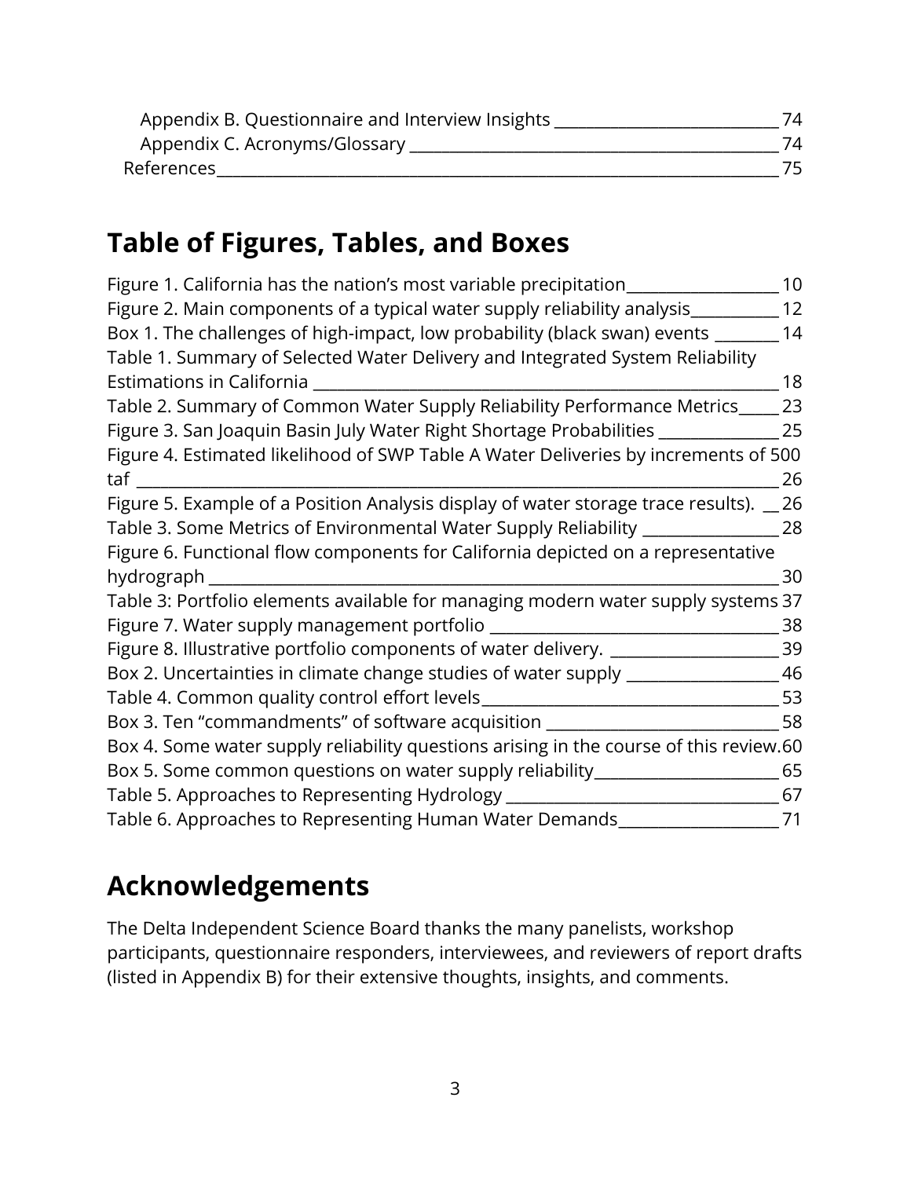Appendix B. Questionnaire and Interview Insights ____________________________ 74
Appendix C. Acronyms/Glossary ______________________________________________ 74
References_____________________________________________________________________ 75

## Table of Figures, Tables, and Boxes

Figure 1. California has the nation's most variable precipitation___________________ 10
Figure 2. Main components of a typical water supply reliability analysis___________ 12
Box 1. The challenges of high-impact, low probability (black swan) events ________ 14
Table 1. Summary of Selected Water Delivery and Integrated System Reliability Estimations in California ____________________________________________________________ 18
Table 2. Summary of Common Water Supply Reliability Performance Metrics_____ 23
Figure 3. San Joaquin Basin July Water Right Shortage Probabilities _______________ 25
Figure 4. Estimated likelihood of SWP Table A Water Deliveries by increments of 500 taf ________________________________________________________________________ 26
Figure 5. Example of a Position Analysis display of water storage trace results). __ 26
Table 3. Some Metrics of Environmental Water Supply Reliability _________________ 28
Figure 6. Functional flow components for California depicted on a representative hydrograph ______________________________________________________________________ 30
Table 3: Portfolio elements available for managing modern water supply systems 37
Figure 7. Water supply management portfolio ____________________________________ 38
Figure 8. Illustrative portfolio components of water delivery. _____________________ 39
Box 2. Uncertainties in climate change studies of water supply ___________________ 46
Table 4. Common quality control effort levels______________________________________ 53
Box 3. Ten "commandments" of software acquisition _____________________________ 58
Box 4. Some water supply reliability questions arising in the course of this review.60
Box 5. Some common questions on water supply reliability________________________ 65
Table 5. Approaches to Representing Hydrology __________________________________ 67
Table 6. Approaches to Representing Human Water Demands____________________ 71

## Acknowledgements

The Delta Independent Science Board thanks the many panelists, workshop participants, questionnaire responders, interviewees, and reviewers of report drafts (listed in Appendix B) for their extensive thoughts, insights, and comments.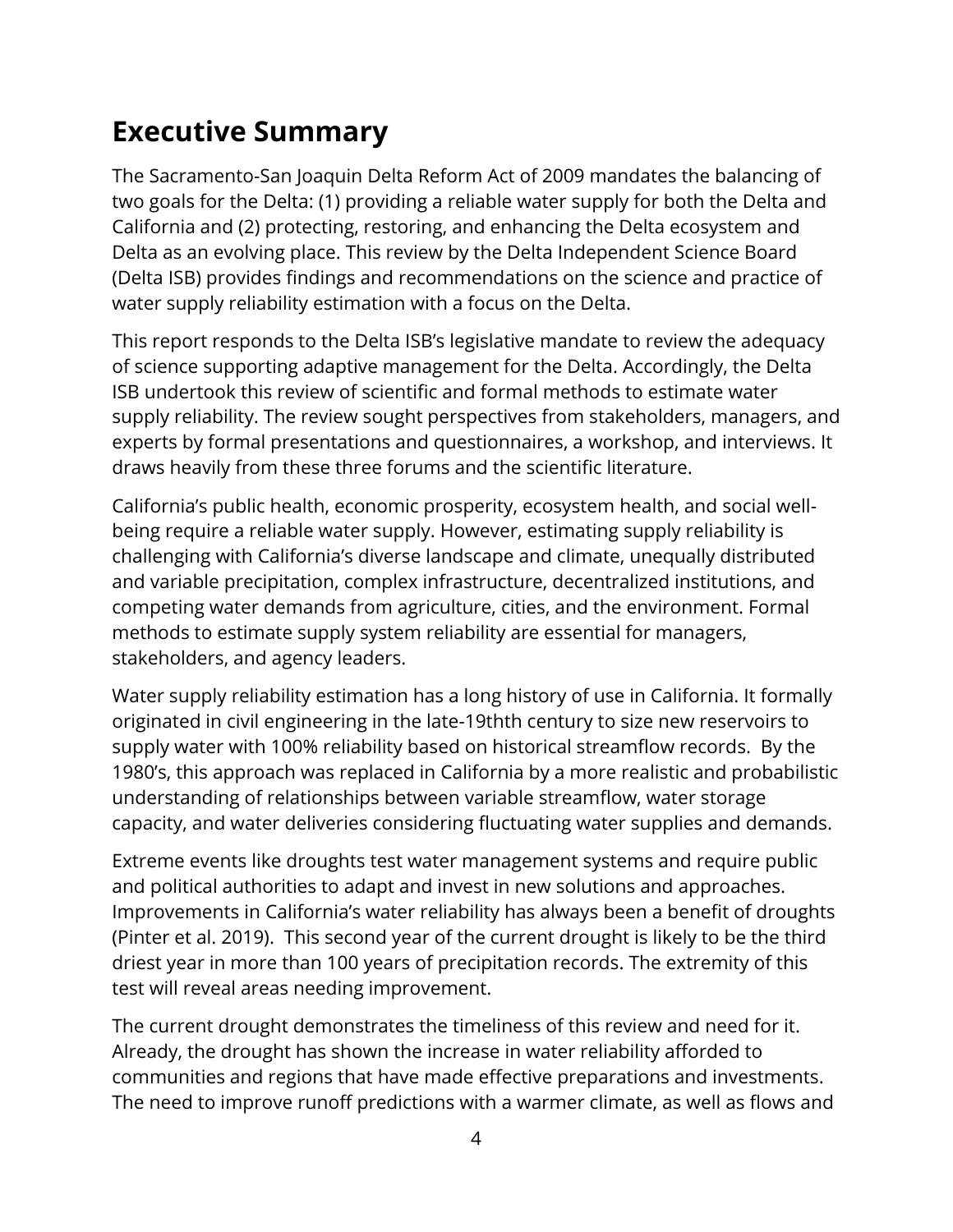# Executive Summary

The Sacramento-San Joaquin Delta Reform Act of 2009 mandates the balancing of two goals for the Delta: (1) providing a reliable water supply for both the Delta and California and (2) protecting, restoring, and enhancing the Delta ecosystem and Delta as an evolving place. This review by the Delta Independent Science Board (Delta ISB) provides findings and recommendations on the science and practice of water supply reliability estimation with a focus on the Delta.

This report responds to the Delta ISB's legislative mandate to review the adequacy of science supporting adaptive management for the Delta. Accordingly, the Delta ISB undertook this review of scientific and formal methods to estimate water supply reliability. The review sought perspectives from stakeholders, managers, and experts by formal presentations and questionnaires, a workshop, and interviews. It draws heavily from these three forums and the scientific literature.

California's public health, economic prosperity, ecosystem health, and social well-being require a reliable water supply. However, estimating supply reliability is challenging with California's diverse landscape and climate, unequally distributed and variable precipitation, complex infrastructure, decentralized institutions, and competing water demands from agriculture, cities, and the environment. Formal methods to estimate supply system reliability are essential for managers, stakeholders, and agency leaders.

Water supply reliability estimation has a long history of use in California. It formally originated in civil engineering in the late-19thth century to size new reservoirs to supply water with 100% reliability based on historical streamflow records. By the 1980's, this approach was replaced in California by a more realistic and probabilistic understanding of relationships between variable streamflow, water storage capacity, and water deliveries considering fluctuating water supplies and demands.

Extreme events like droughts test water management systems and require public and political authorities to adapt and invest in new solutions and approaches. Improvements in California's water reliability has always been a benefit of droughts (Pinter et al. 2019). This second year of the current drought is likely to be the third driest year in more than 100 years of precipitation records. The extremity of this test will reveal areas needing improvement.

The current drought demonstrates the timeliness of this review and need for it. Already, the drought has shown the increase in water reliability afforded to communities and regions that have made effective preparations and investments. The need to improve runoff predictions with a warmer climate, as well as flows and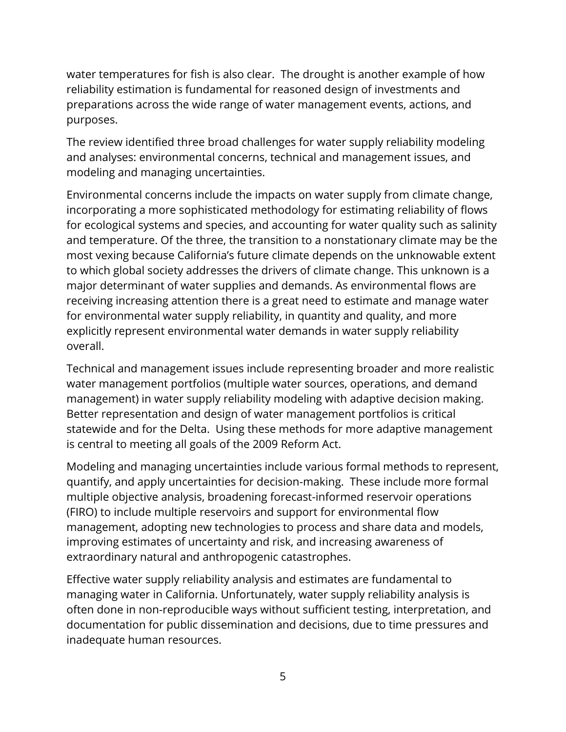water temperatures for fish is also clear. The drought is another example of how reliability estimation is fundamental for reasoned design of investments and preparations across the wide range of water management events, actions, and purposes.

The review identified three broad challenges for water supply reliability modeling and analyses: environmental concerns, technical and management issues, and modeling and managing uncertainties.

Environmental concerns include the impacts on water supply from climate change, incorporating a more sophisticated methodology for estimating reliability of flows for ecological systems and species, and accounting for water quality such as salinity and temperature. Of the three, the transition to a nonstationary climate may be the most vexing because California's future climate depends on the unknowable extent to which global society addresses the drivers of climate change. This unknown is a major determinant of water supplies and demands. As environmental flows are receiving increasing attention there is a great need to estimate and manage water for environmental water supply reliability, in quantity and quality, and more explicitly represent environmental water demands in water supply reliability overall.

Technical and management issues include representing broader and more realistic water management portfolios (multiple water sources, operations, and demand management) in water supply reliability modeling with adaptive decision making. Better representation and design of water management portfolios is critical statewide and for the Delta. Using these methods for more adaptive management is central to meeting all goals of the 2009 Reform Act.

Modeling and managing uncertainties include various formal methods to represent, quantify, and apply uncertainties for decision-making. These include more formal multiple objective analysis, broadening forecast-informed reservoir operations (FIRO) to include multiple reservoirs and support for environmental flow management, adopting new technologies to process and share data and models, improving estimates of uncertainty and risk, and increasing awareness of extraordinary natural and anthropogenic catastrophes.

Effective water supply reliability analysis and estimates are fundamental to managing water in California. Unfortunately, water supply reliability analysis is often done in non-reproducible ways without sufficient testing, interpretation, and documentation for public dissemination and decisions, due to time pressures and inadequate human resources.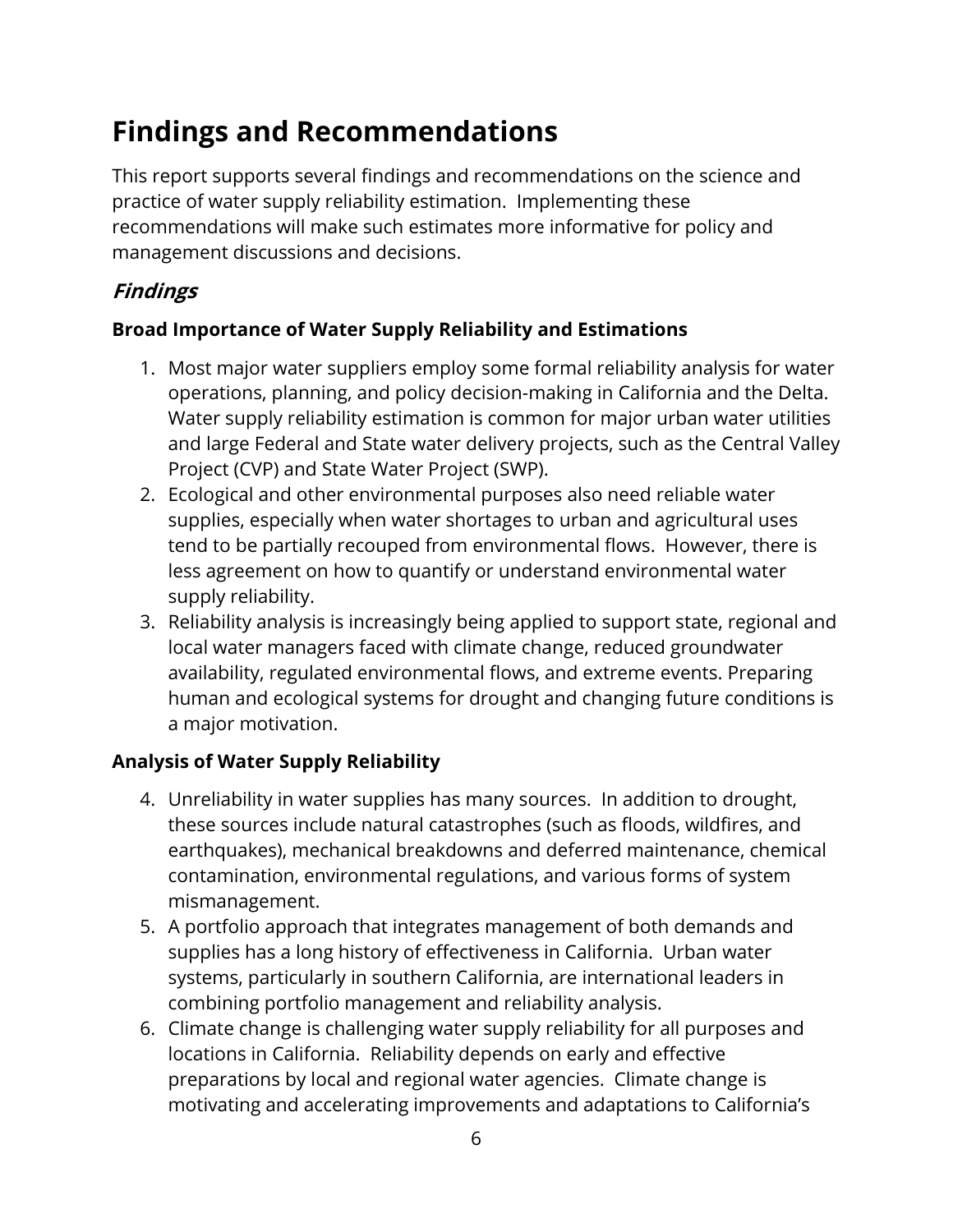# Findings and Recommendations

This report supports several findings and recommendations on the science and practice of water supply reliability estimation. Implementing these recommendations will make such estimates more informative for policy and management discussions and decisions.

## *Findings*

### Broad Importance of Water Supply Reliability and Estimations

1. Most major water suppliers employ some formal reliability analysis for water operations, planning, and policy decision-making in California and the Delta. Water supply reliability estimation is common for major urban water utilities and large Federal and State water delivery projects, such as the Central Valley Project (CVP) and State Water Project (SWP).
2. Ecological and other environmental purposes also need reliable water supplies, especially when water shortages to urban and agricultural uses tend to be partially recouped from environmental flows. However, there is less agreement on how to quantify or understand environmental water supply reliability.
3. Reliability analysis is increasingly being applied to support state, regional and local water managers faced with climate change, reduced groundwater availability, regulated environmental flows, and extreme events. Preparing human and ecological systems for drought and changing future conditions is a major motivation.

### Analysis of Water Supply Reliability

4. Unreliability in water supplies has many sources. In addition to drought, these sources include natural catastrophes (such as floods, wildfires, and earthquakes), mechanical breakdowns and deferred maintenance, chemical contamination, environmental regulations, and various forms of system mismanagement.
5. A portfolio approach that integrates management of both demands and supplies has a long history of effectiveness in California. Urban water systems, particularly in southern California, are international leaders in combining portfolio management and reliability analysis.
6. Climate change is challenging water supply reliability for all purposes and locations in California. Reliability depends on early and effective preparations by local and regional water agencies. Climate change is motivating and accelerating improvements and adaptations to California's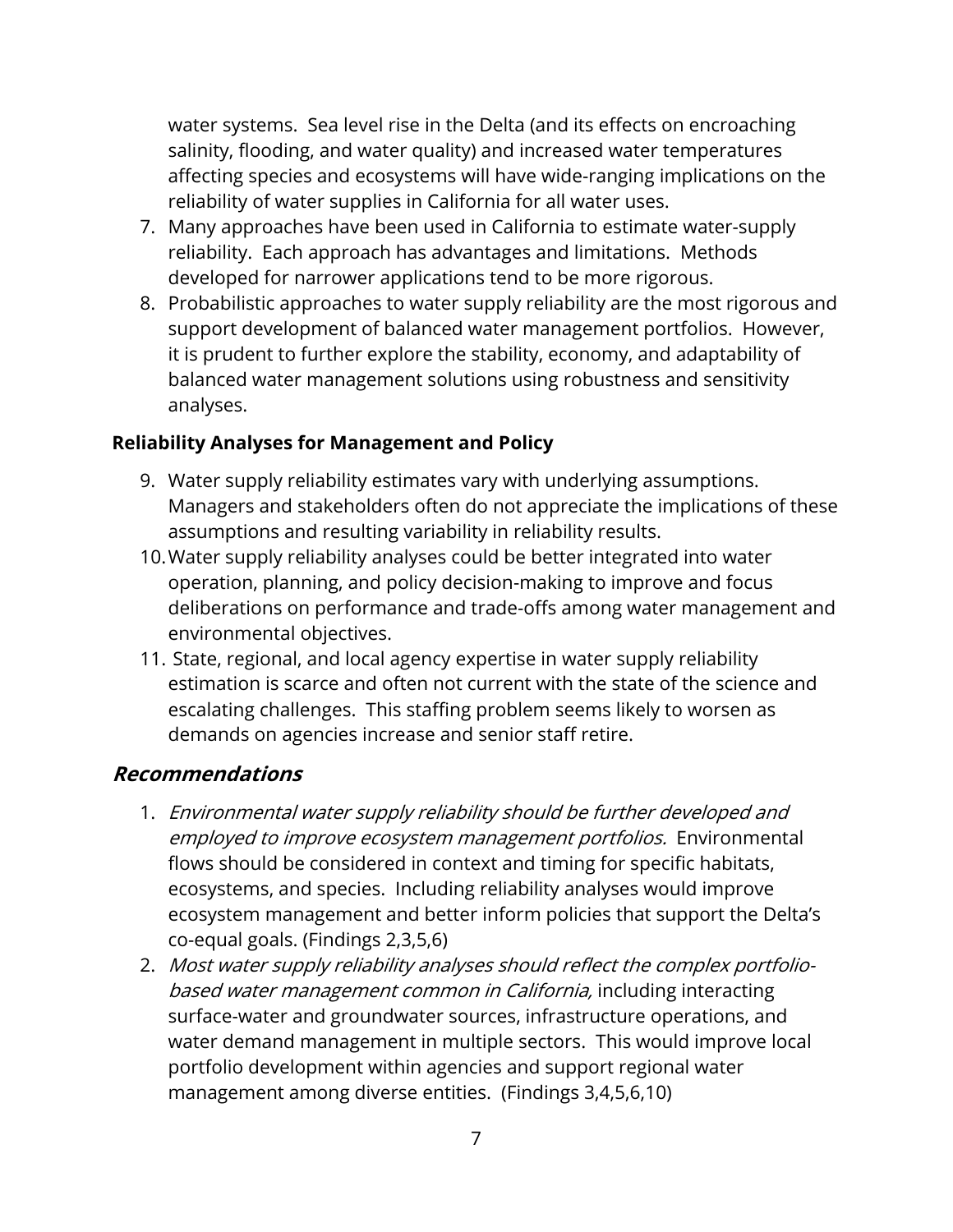water systems. Sea level rise in the Delta (and its effects on encroaching salinity, flooding, and water quality) and increased water temperatures affecting species and ecosystems will have wide-ranging implications on the reliability of water supplies in California for all water uses.

7. Many approaches have been used in California to estimate water-supply reliability. Each approach has advantages and limitations. Methods developed for narrower applications tend to be more rigorous.
8. Probabilistic approaches to water supply reliability are the most rigorous and support development of balanced water management portfolios. However, it is prudent to further explore the stability, economy, and adaptability of balanced water management solutions using robustness and sensitivity analyses.

**Reliability Analyses for Management and Policy**

9. Water supply reliability estimates vary with underlying assumptions. Managers and stakeholders often do not appreciate the implications of these assumptions and resulting variability in reliability results.
10. Water supply reliability analyses could be better integrated into water operation, planning, and policy decision-making to improve and focus deliberations on performance and trade-offs among water management and environmental objectives.
11. State, regional, and local agency expertise in water supply reliability estimation is scarce and often not current with the state of the science and escalating challenges. This staffing problem seems likely to worsen as demands on agencies increase and senior staff retire.

## *Recommendations*

1. *Environmental water supply reliability should be further developed and employed to improve ecosystem management portfolios.* Environmental flows should be considered in context and timing for specific habitats, ecosystems, and species. Including reliability analyses would improve ecosystem management and better inform policies that support the Delta's co-equal goals. (Findings 2,3,5,6)
2. *Most water supply reliability analyses should reflect the complex portfolio-based water management common in California,* including interacting surface-water and groundwater sources, infrastructure operations, and water demand management in multiple sectors. This would improve local portfolio development within agencies and support regional water management among diverse entities. (Findings 3,4,5,6,10)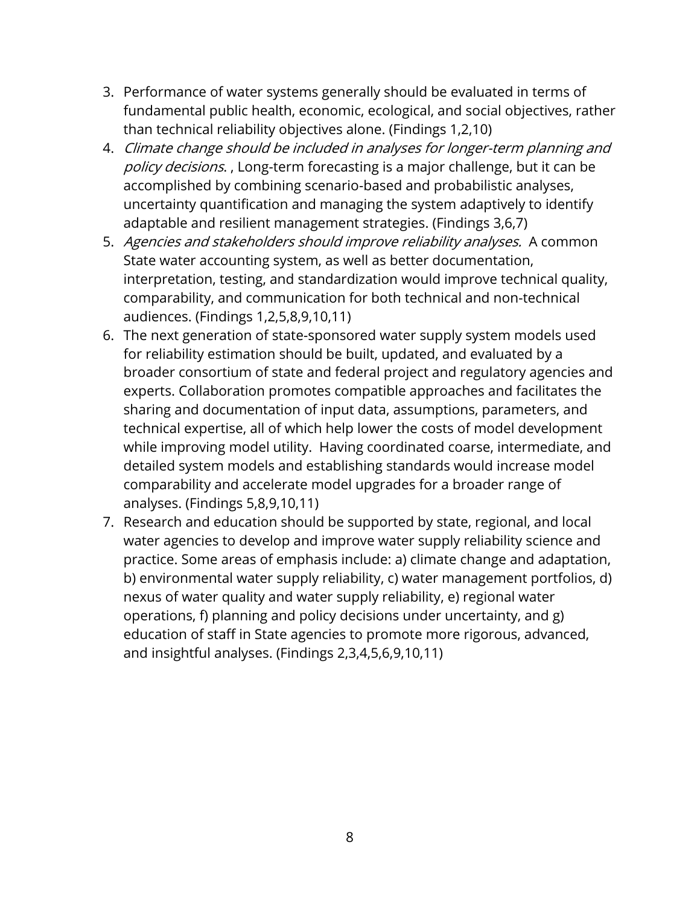3. Performance of water systems generally should be evaluated in terms of fundamental public health, economic, ecological, and social objectives, rather than technical reliability objectives alone. (Findings 1,2,10)
4. *Climate change should be included in analyses for longer-term planning and policy decisions*. , Long-term forecasting is a major challenge, but it can be accomplished by combining scenario-based and probabilistic analyses, uncertainty quantification and managing the system adaptively to identify adaptable and resilient management strategies. (Findings 3,6,7)
5. *Agencies and stakeholders should improve reliability analyses.* A common State water accounting system, as well as better documentation, interpretation, testing, and standardization would improve technical quality, comparability, and communication for both technical and non-technical audiences. (Findings 1,2,5,8,9,10,11)
6. The next generation of state-sponsored water supply system models used for reliability estimation should be built, updated, and evaluated by a broader consortium of state and federal project and regulatory agencies and experts. Collaboration promotes compatible approaches and facilitates the sharing and documentation of input data, assumptions, parameters, and technical expertise, all of which help lower the costs of model development while improving model utility. Having coordinated coarse, intermediate, and detailed system models and establishing standards would increase model comparability and accelerate model upgrades for a broader range of analyses. (Findings 5,8,9,10,11)
7. Research and education should be supported by state, regional, and local water agencies to develop and improve water supply reliability science and practice. Some areas of emphasis include: a) climate change and adaptation, b) environmental water supply reliability, c) water management portfolios, d) nexus of water quality and water supply reliability, e) regional water operations, f) planning and policy decisions under uncertainty, and g) education of staff in State agencies to promote more rigorous, advanced, and insightful analyses. (Findings 2,3,4,5,6,9,10,11)